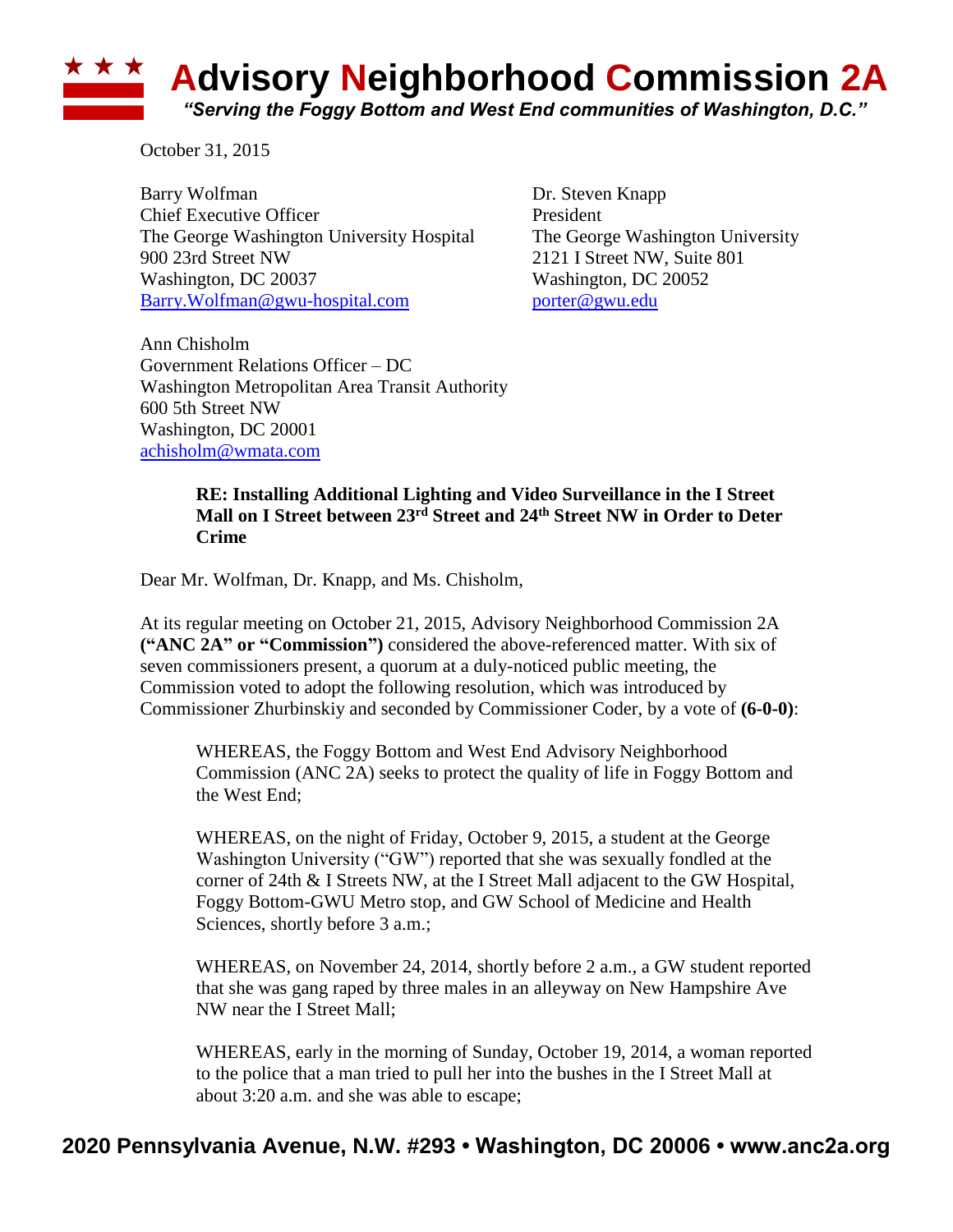# Advisory Neighborhood Commission 2A

*"Serving the Foggy Bottom and West End communities of Washington, D.C."*

October 31, 2015

Barry Wolfman
Chief Executive Officer
The George Washington University Hospital
900 23rd Street NW
Washington, DC 20037
Barry.Wolfman@gwu-hospital.com

Dr. Steven Knapp
President
The George Washington University
2121 I Street NW, Suite 801
Washington, DC 20052
porter@gwu.edu

Ann Chisholm
Government Relations Officer – DC
Washington Metropolitan Area Transit Authority
600 5th Street NW
Washington, DC 20001
achisholm@wmata.com

**RE: Installing Additional Lighting and Video Surveillance in the I Street Mall on I Street between 23rd Street and 24th Street NW in Order to Deter Crime**

Dear Mr. Wolfman, Dr. Knapp, and Ms. Chisholm,

At its regular meeting on October 21, 2015, Advisory Neighborhood Commission 2A **("ANC 2A" or "Commission")** considered the above-referenced matter. With six of seven commissioners present, a quorum at a duly-noticed public meeting, the Commission voted to adopt the following resolution, which was introduced by Commissioner Zhurbinskiy and seconded by Commissioner Coder, by a vote of **(6-0-0)**:

WHEREAS, the Foggy Bottom and West End Advisory Neighborhood Commission (ANC 2A) seeks to protect the quality of life in Foggy Bottom and the West End;

WHEREAS, on the night of Friday, October 9, 2015, a student at the George Washington University ("GW") reported that she was sexually fondled at the corner of 24th & I Streets NW, at the I Street Mall adjacent to the GW Hospital, Foggy Bottom-GWU Metro stop, and GW School of Medicine and Health Sciences, shortly before 3 a.m.;

WHEREAS, on November 24, 2014, shortly before 2 a.m., a GW student reported that she was gang raped by three males in an alleyway on New Hampshire Ave NW near the I Street Mall;

WHEREAS, early in the morning of Sunday, October 19, 2014, a woman reported to the police that a man tried to pull her into the bushes in the I Street Mall at about 3:20 a.m. and she was able to escape;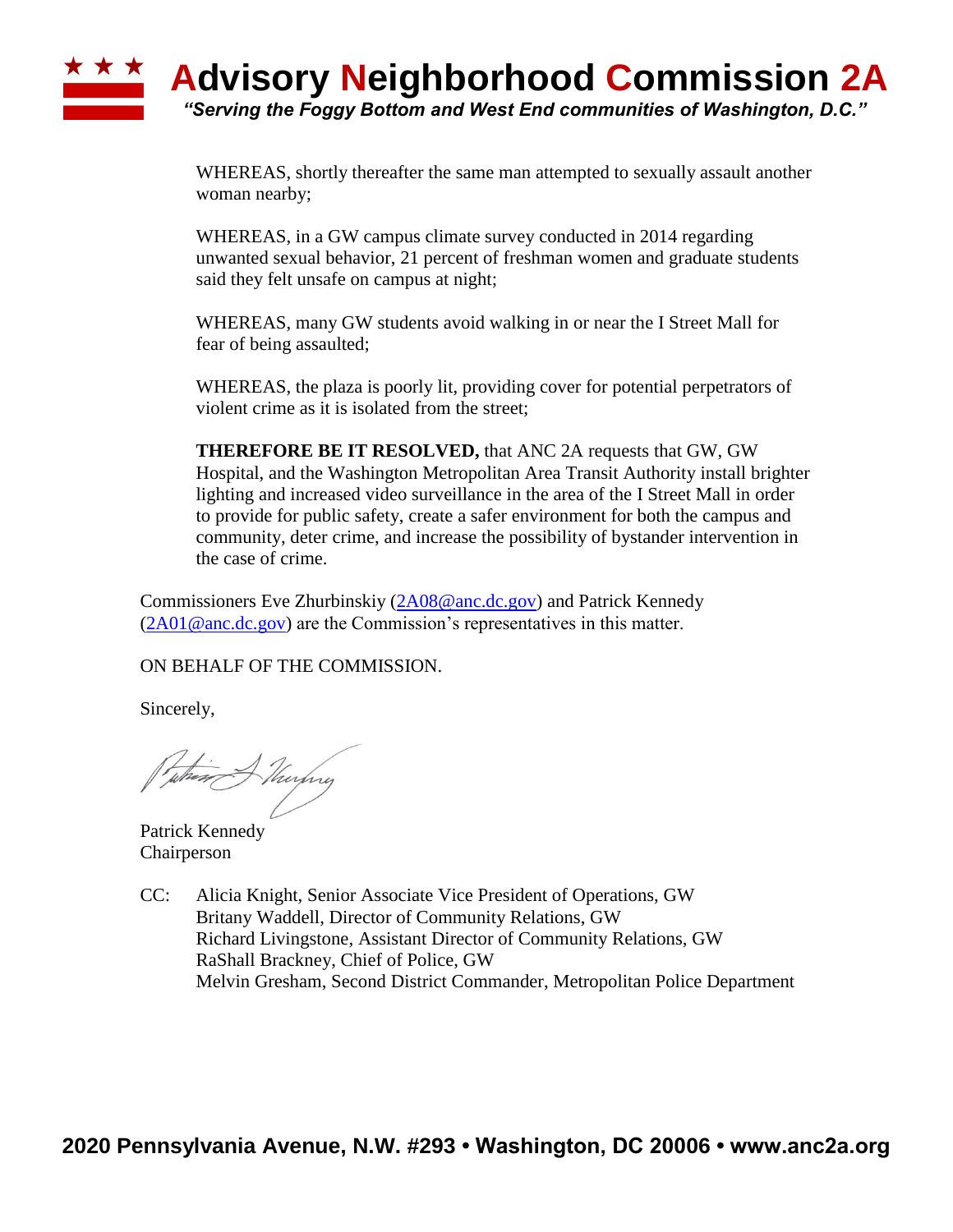WHEREAS, shortly thereafter the same man attempted to sexually assault another woman nearby;

WHEREAS, in a GW campus climate survey conducted in 2014 regarding unwanted sexual behavior, 21 percent of freshman women and graduate students said they felt unsafe on campus at night;

WHEREAS, many GW students avoid walking in or near the I Street Mall for fear of being assaulted;

WHEREAS, the plaza is poorly lit, providing cover for potential perpetrators of violent crime as it is isolated from the street;

**THEREFORE BE IT RESOLVED,** that ANC 2A requests that GW, GW Hospital, and the Washington Metropolitan Area Transit Authority install brighter lighting and increased video surveillance in the area of the I Street Mall in order to provide for public safety, create a safer environment for both the campus and community, deter crime, and increase the possibility of bystander intervention in the case of crime.

Commissioners Eve Zhurbinskiy (2A08@anc.dc.gov) and Patrick Kennedy (2A01@anc.dc.gov) are the Commission's representatives in this matter.

ON BEHALF OF THE COMMISSION.

Sincerely,

Patrick Kennedy
Chairperson

CC: Alicia Knight, Senior Associate Vice President of Operations, GW
Britany Waddell, Director of Community Relations, GW
Richard Livingstone, Assistant Director of Community Relations, GW
RaShall Brackney, Chief of Police, GW
Melvin Gresham, Second District Commander, Metropolitan Police Department